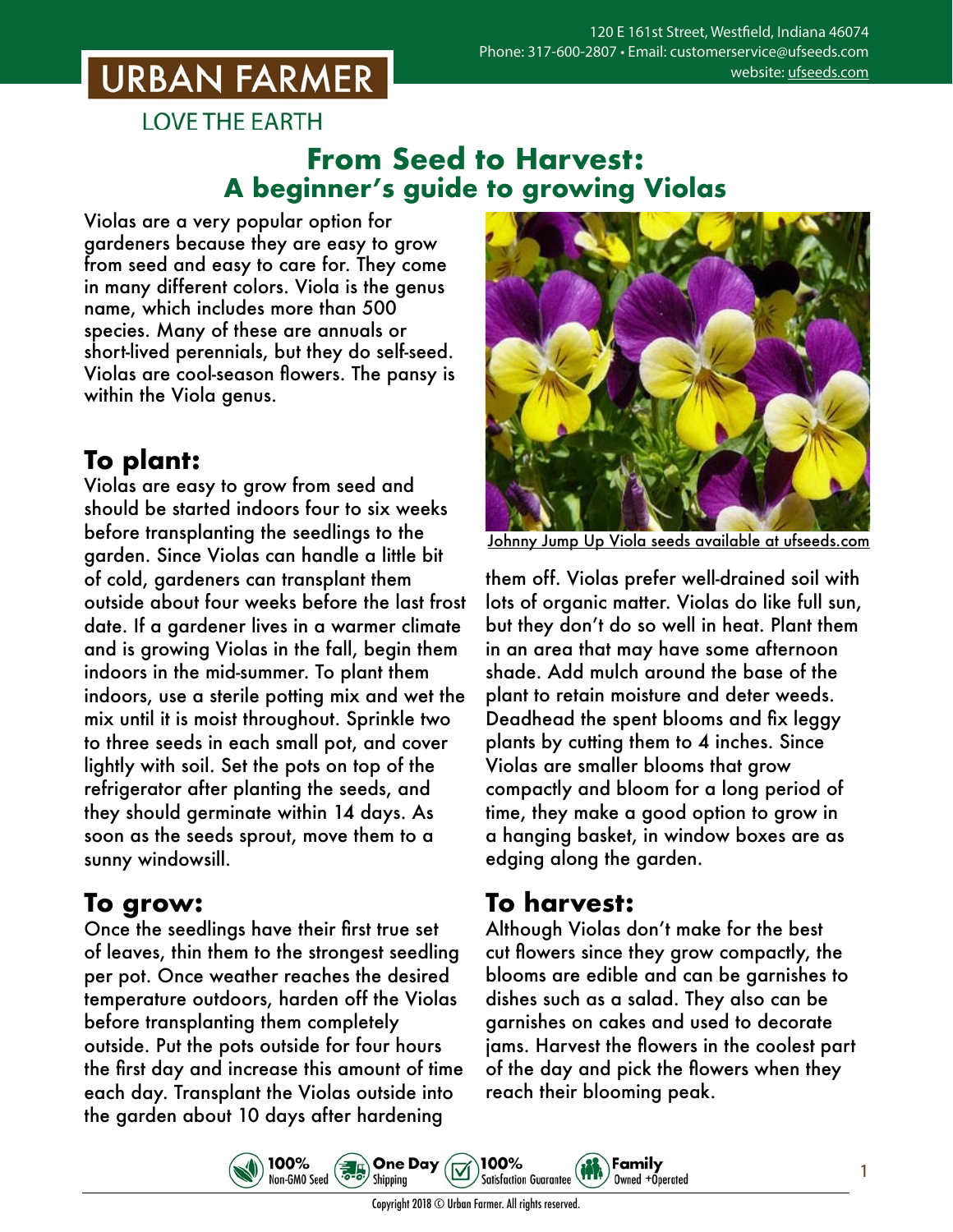120 E 161st Street, Westfield, Indiana 46074
Phone: 317-600-2807 • Email: customerservice@ufseeds.com
website: ufseeds.com

URBAN FARMER

LOVE THE EARTH

# From Seed to Harvest: A beginner's guide to growing Violas

Violas are a very popular option for gardeners because they are easy to grow from seed and easy to care for. They come in many different colors. Viola is the genus name, which includes more than 500 species. Many of these are annuals or short-lived perennials, but they do self-seed. Violas are cool-season flowers. The pansy is within the Viola genus.

## To plant:

Violas are easy to grow from seed and should be started indoors four to six weeks before transplanting the seedlings to the garden. Since Violas can handle a little bit of cold, gardeners can transplant them outside about four weeks before the last frost date. If a gardener lives in a warmer climate and is growing Violas in the fall, begin them indoors in the mid-summer. To plant them indoors, use a sterile potting mix and wet the mix until it is moist throughout. Sprinkle two to three seeds in each small pot, and cover lightly with soil. Set the pots on top of the refrigerator after planting the seeds, and they should germinate within 14 days. As soon as the seeds sprout, move them to a sunny windowsill.

## To grow:

Once the seedlings have their first true set of leaves, thin them to the strongest seedling per pot. Once weather reaches the desired temperature outdoors, harden off the Violas before transplanting them completely outside. Put the pots outside for four hours the first day and increase this amount of time each day. Transplant the Violas outside into the garden about 10 days after hardening them off. Violas prefer well-drained soil with lots of organic matter. Violas do like full sun, but they don't do so well in heat. Plant them in an area that may have some afternoon shade. Add mulch around the base of the plant to retain moisture and deter weeds. Deadhead the spent blooms and fix leggy plants by cutting them to 4 inches. Since Violas are smaller blooms that grow compactly and bloom for a long period of time, they make a good option to grow in a hanging basket, in window boxes are as edging along the garden.

Johnny Jump Up Viola seeds available at ufseeds.com

## To harvest:

Although Violas don't make for the best cut flowers since they grow compactly, the blooms are edible and can be garnishes to dishes such as a salad. They also can be garnishes on cakes and used to decorate jams. Harvest the flowers in the coolest part of the day and pick the flowers when they reach their blooming peak.

100% Non-GMO Seed • One Day Shipping • 100% Satisfaction Guarantee • Family Owned +Operated

Copyright 2018 © Urban Farmer. All rights reserved.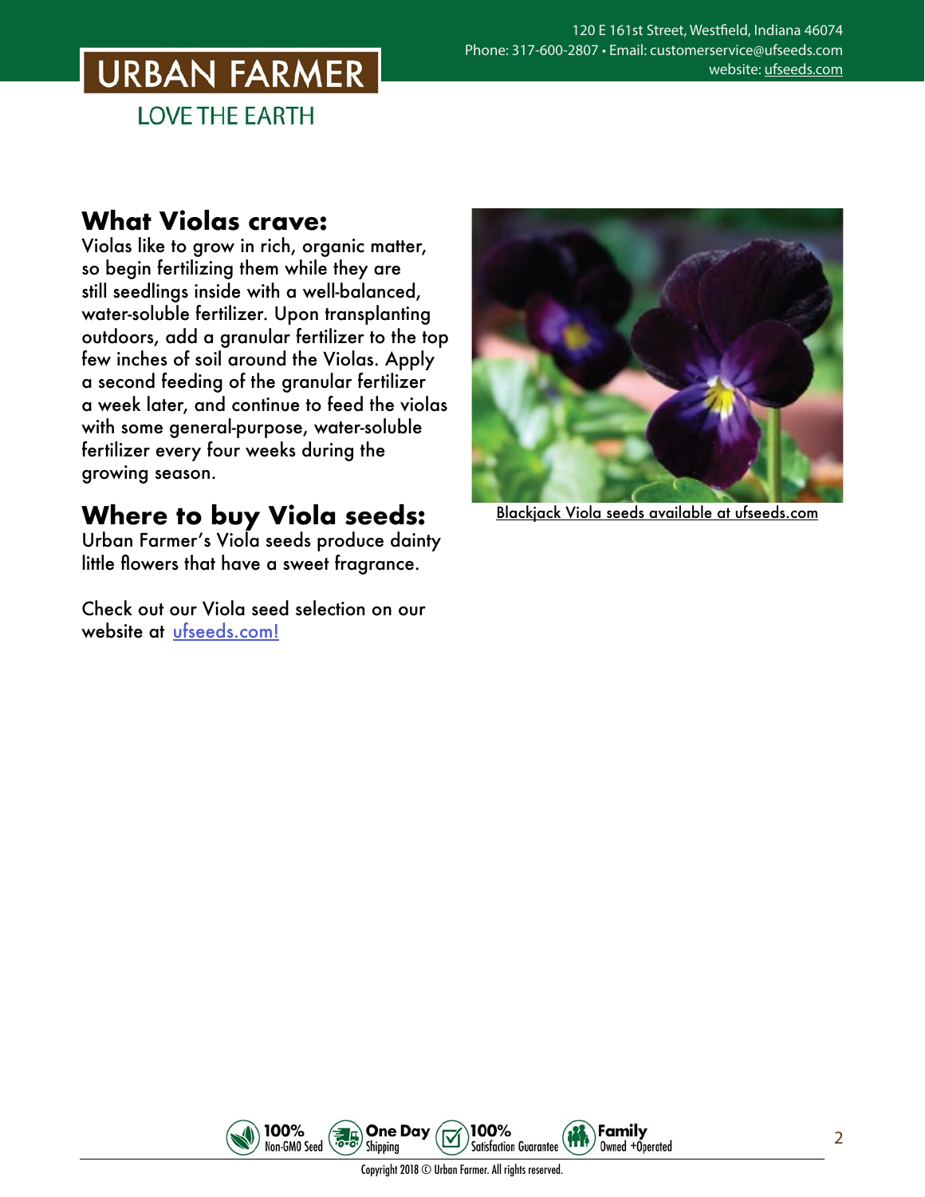## What Violas crave:

Violas like to grow in rich, organic matter, so begin fertilizing them while they are still seedlings inside with a well-balanced, water-soluble fertilizer. Upon transplanting outdoors, add a granular fertilizer to the top few inches of soil around the Violas. Apply a second feeding of the granular fertilizer a week later, and continue to feed the violas with some general-purpose, water-soluble fertilizer every four weeks during the growing season.

## Where to buy Viola seeds:

Urban Farmer's Viola seeds produce dainty little flowers that have a sweet fragrance.

Check out our Viola seed selection on our website at ufseeds.com!

Blackjack Viola seeds available at ufseeds.com